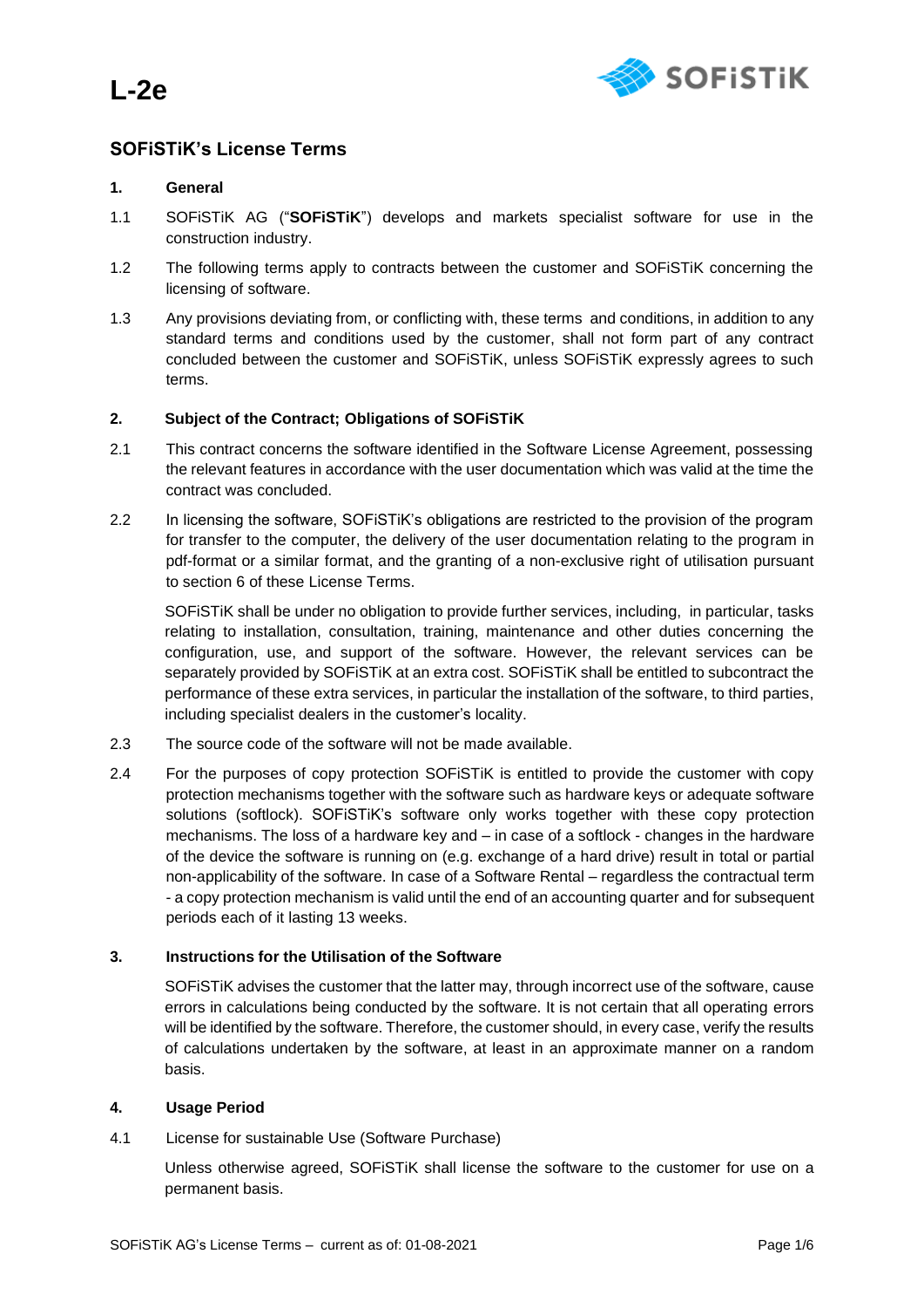# L-2e

## SOFiSTiK's License Terms

### 1. General

1.1 SOFiSTiK AG ("**SOFiSTiK**") develops and markets specialist software for use in the construction industry.

1.2 The following terms apply to contracts between the customer and SOFiSTiK concerning the licensing of software.

1.3 Any provisions deviating from, or conflicting with, these terms and conditions, in addition to any standard terms and conditions used by the customer, shall not form part of any contract concluded between the customer and SOFiSTiK, unless SOFiSTiK expressly agrees to such terms.

### 2. Subject of the Contract; Obligations of SOFiSTiK

2.1 This contract concerns the software identified in the Software License Agreement, possessing the relevant features in accordance with the user documentation which was valid at the time the contract was concluded.

2.2 In licensing the software, SOFiSTiK's obligations are restricted to the provision of the program for transfer to the computer, the delivery of the user documentation relating to the program in pdf-format or a similar format, and the granting of a non-exclusive right of utilisation pursuant to section 6 of these License Terms.

SOFiSTiK shall be under no obligation to provide further services, including, in particular, tasks relating to installation, consultation, training, maintenance and other duties concerning the configuration, use, and support of the software. However, the relevant services can be separately provided by SOFiSTiK at an extra cost. SOFiSTiK shall be entitled to subcontract the performance of these extra services, in particular the installation of the software, to third parties, including specialist dealers in the customer's locality.

2.3 The source code of the software will not be made available.

2.4 For the purposes of copy protection SOFiSTiK is entitled to provide the customer with copy protection mechanisms together with the software such as hardware keys or adequate software solutions (softlock). SOFiSTiK's software only works together with these copy protection mechanisms. The loss of a hardware key and – in case of a softlock - changes in the hardware of the device the software is running on (e.g. exchange of a hard drive) result in total or partial non-applicability of the software. In case of a Software Rental – regardless the contractual term - a copy protection mechanism is valid until the end of an accounting quarter and for subsequent periods each of it lasting 13 weeks.

### 3. Instructions for the Utilisation of the Software

SOFiSTiK advises the customer that the latter may, through incorrect use of the software, cause errors in calculations being conducted by the software. It is not certain that all operating errors will be identified by the software. Therefore, the customer should, in every case, verify the results of calculations undertaken by the software, at least in an approximate manner on a random basis.

### 4. Usage Period

4.1 License for sustainable Use (Software Purchase)

Unless otherwise agreed, SOFiSTiK shall license the software to the customer for use on a permanent basis.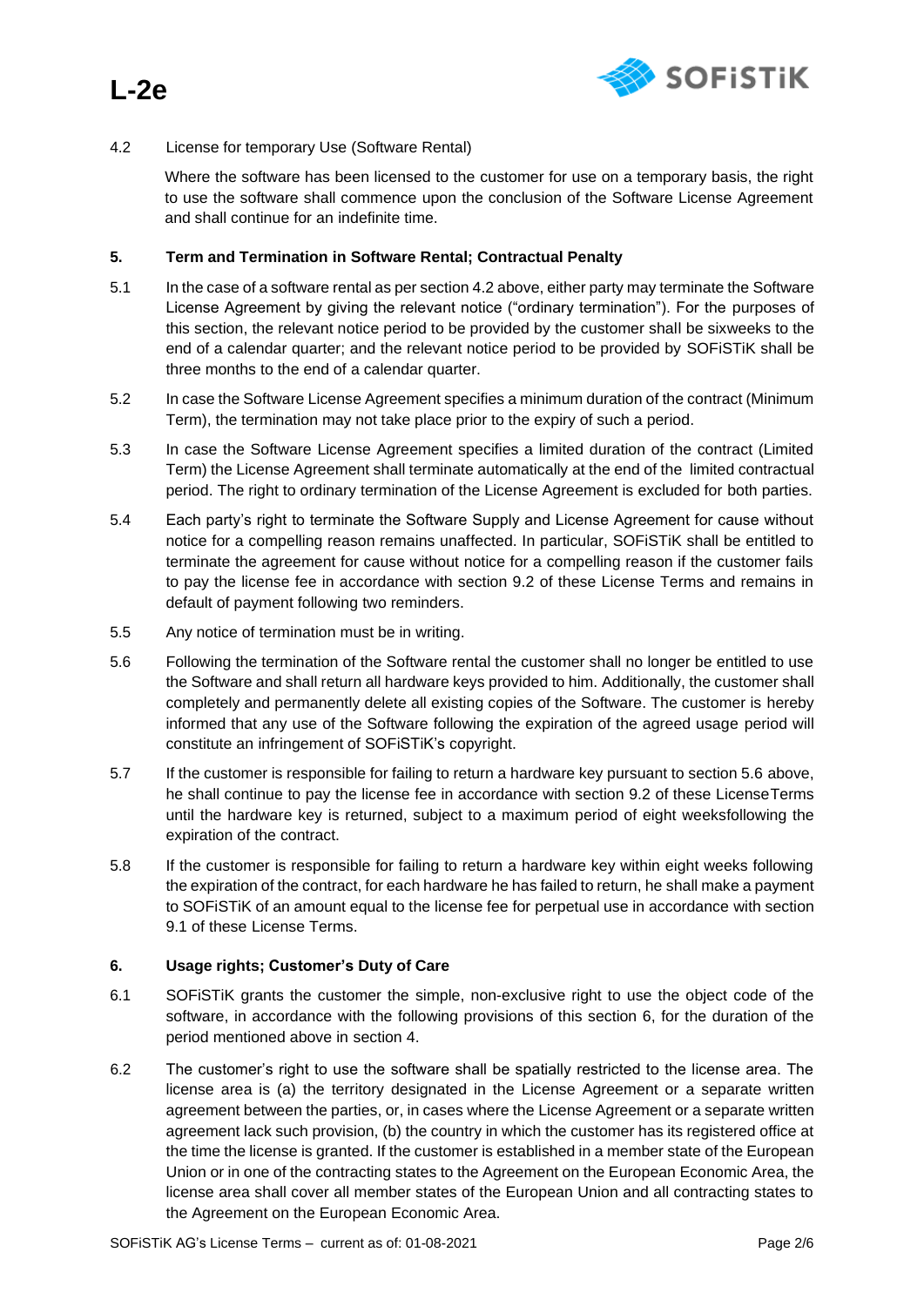4.2 License for temporary Use (Software Rental)

Where the software has been licensed to the customer for use on a temporary basis, the right to use the software shall commence upon the conclusion of the Software License Agreement and shall continue for an indefinite time.

## 5. Term and Termination in Software Rental; Contractual Penalty

5.1 In the case of a software rental as per section 4.2 above, either party may terminate the Software License Agreement by giving the relevant notice ("ordinary termination"). For the purposes of this section, the relevant notice period to be provided by the customer shall be sixweeks to the end of a calendar quarter; and the relevant notice period to be provided by SOFiSTiK shall be three months to the end of a calendar quarter.

5.2 In case the Software License Agreement specifies a minimum duration of the contract (Minimum Term), the termination may not take place prior to the expiry of such a period.

5.3 In case the Software License Agreement specifies a limited duration of the contract (Limited Term) the License Agreement shall terminate automatically at the end of the limited contractual period. The right to ordinary termination of the License Agreement is excluded for both parties.

5.4 Each party's right to terminate the Software Supply and License Agreement for cause without notice for a compelling reason remains unaffected. In particular, SOFiSTiK shall be entitled to terminate the agreement for cause without notice for a compelling reason if the customer fails to pay the license fee in accordance with section 9.2 of these License Terms and remains in default of payment following two reminders.

5.5 Any notice of termination must be in writing.

5.6 Following the termination of the Software rental the customer shall no longer be entitled to use the Software and shall return all hardware keys provided to him. Additionally, the customer shall completely and permanently delete all existing copies of the Software. The customer is hereby informed that any use of the Software following the expiration of the agreed usage period will constitute an infringement of SOFiSTiK's copyright.

5.7 If the customer is responsible for failing to return a hardware key pursuant to section 5.6 above, he shall continue to pay the license fee in accordance with section 9.2 of these LicenseTerms until the hardware key is returned, subject to a maximum period of eight weeksfollowing the expiration of the contract.

5.8 If the customer is responsible for failing to return a hardware key within eight weeks following the expiration of the contract, for each hardware he has failed to return, he shall make a payment to SOFiSTiK of an amount equal to the license fee for perpetual use in accordance with section 9.1 of these License Terms.

## 6. Usage rights; Customer's Duty of Care

6.1 SOFiSTiK grants the customer the simple, non-exclusive right to use the object code of the software, in accordance with the following provisions of this section 6, for the duration of the period mentioned above in section 4.

6.2 The customer's right to use the software shall be spatially restricted to the license area. The license area is (a) the territory designated in the License Agreement or a separate written agreement between the parties, or, in cases where the License Agreement or a separate written agreement lack such provision, (b) the country in which the customer has its registered office at the time the license is granted. If the customer is established in a member state of the European Union or in one of the contracting states to the Agreement on the European Economic Area, the license area shall cover all member states of the European Union and all contracting states to the Agreement on the European Economic Area.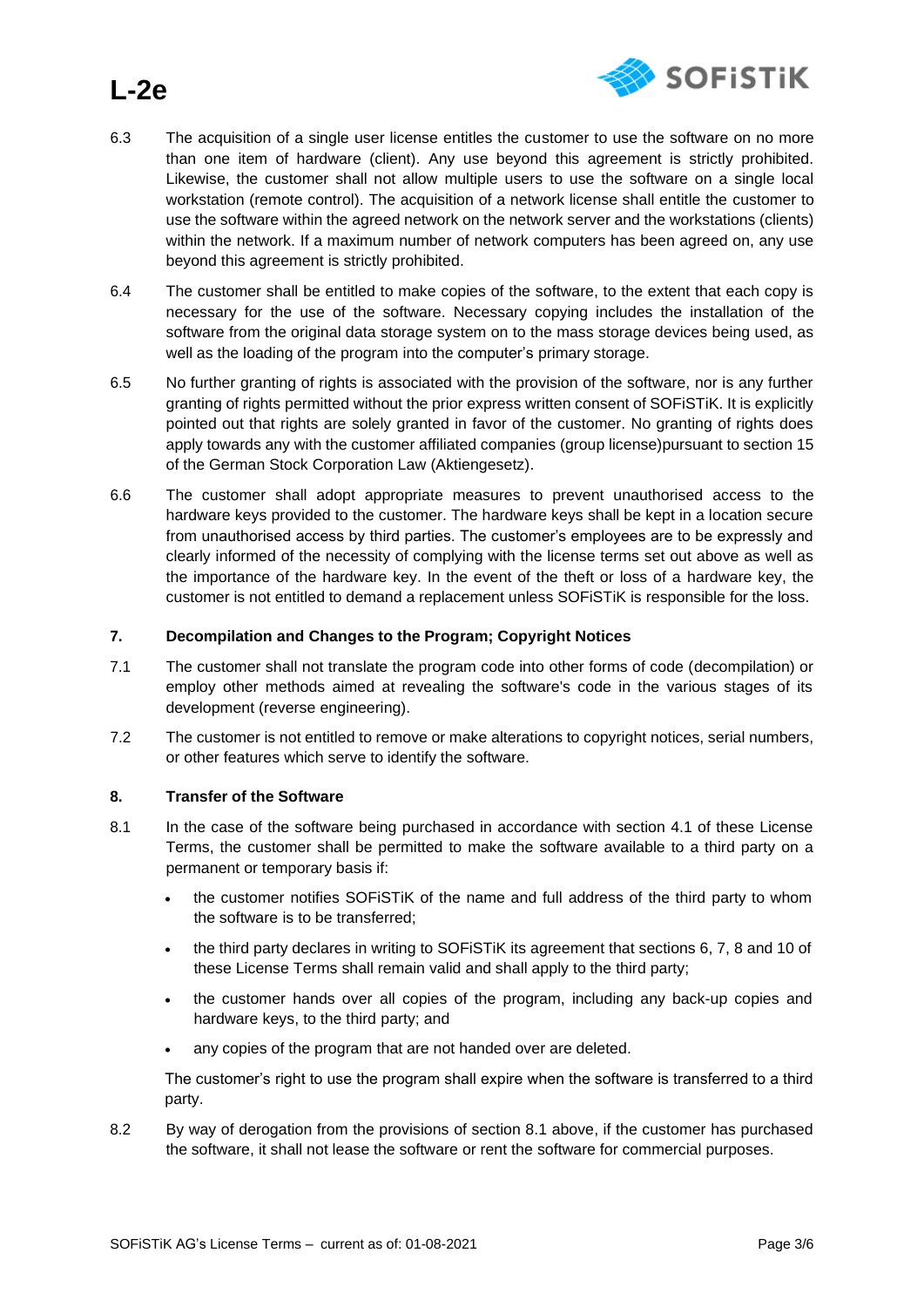6.3 The acquisition of a single user license entitles the customer to use the software on no more than one item of hardware (client). Any use beyond this agreement is strictly prohibited. Likewise, the customer shall not allow multiple users to use the software on a single local workstation (remote control). The acquisition of a network license shall entitle the customer to use the software within the agreed network on the network server and the workstations (clients) within the network. If a maximum number of network computers has been agreed on, any use beyond this agreement is strictly prohibited.

6.4 The customer shall be entitled to make copies of the software, to the extent that each copy is necessary for the use of the software. Necessary copying includes the installation of the software from the original data storage system on to the mass storage devices being used, as well as the loading of the program into the computer's primary storage.

6.5 No further granting of rights is associated with the provision of the software, nor is any further granting of rights permitted without the prior express written consent of SOFiSTiK. It is explicitly pointed out that rights are solely granted in favor of the customer. No granting of rights does apply towards any with the customer affiliated companies (group license)pursuant to section 15 of the German Stock Corporation Law (Aktiengesetz).

6.6 The customer shall adopt appropriate measures to prevent unauthorised access to the hardware keys provided to the customer. The hardware keys shall be kept in a location secure from unauthorised access by third parties. The customer's employees are to be expressly and clearly informed of the necessity of complying with the license terms set out above as well as the importance of the hardware key. In the event of the theft or loss of a hardware key, the customer is not entitled to demand a replacement unless SOFiSTiK is responsible for the loss.

## 7. Decompilation and Changes to the Program; Copyright Notices

7.1 The customer shall not translate the program code into other forms of code (decompilation) or employ other methods aimed at revealing the software's code in the various stages of its development (reverse engineering).

7.2 The customer is not entitled to remove or make alterations to copyright notices, serial numbers, or other features which serve to identify the software.

## 8. Transfer of the Software

8.1 In the case of the software being purchased in accordance with section 4.1 of these License Terms, the customer shall be permitted to make the software available to a third party on a permanent or temporary basis if:

- the customer notifies SOFiSTiK of the name and full address of the third party to whom the software is to be transferred;
- the third party declares in writing to SOFiSTiK its agreement that sections 6, 7, 8 and 10 of these License Terms shall remain valid and shall apply to the third party;
- the customer hands over all copies of the program, including any back-up copies and hardware keys, to the third party; and
- any copies of the program that are not handed over are deleted.

The customer's right to use the program shall expire when the software is transferred to a third party.

8.2 By way of derogation from the provisions of section 8.1 above, if the customer has purchased the software, it shall not lease the software or rent the software for commercial purposes.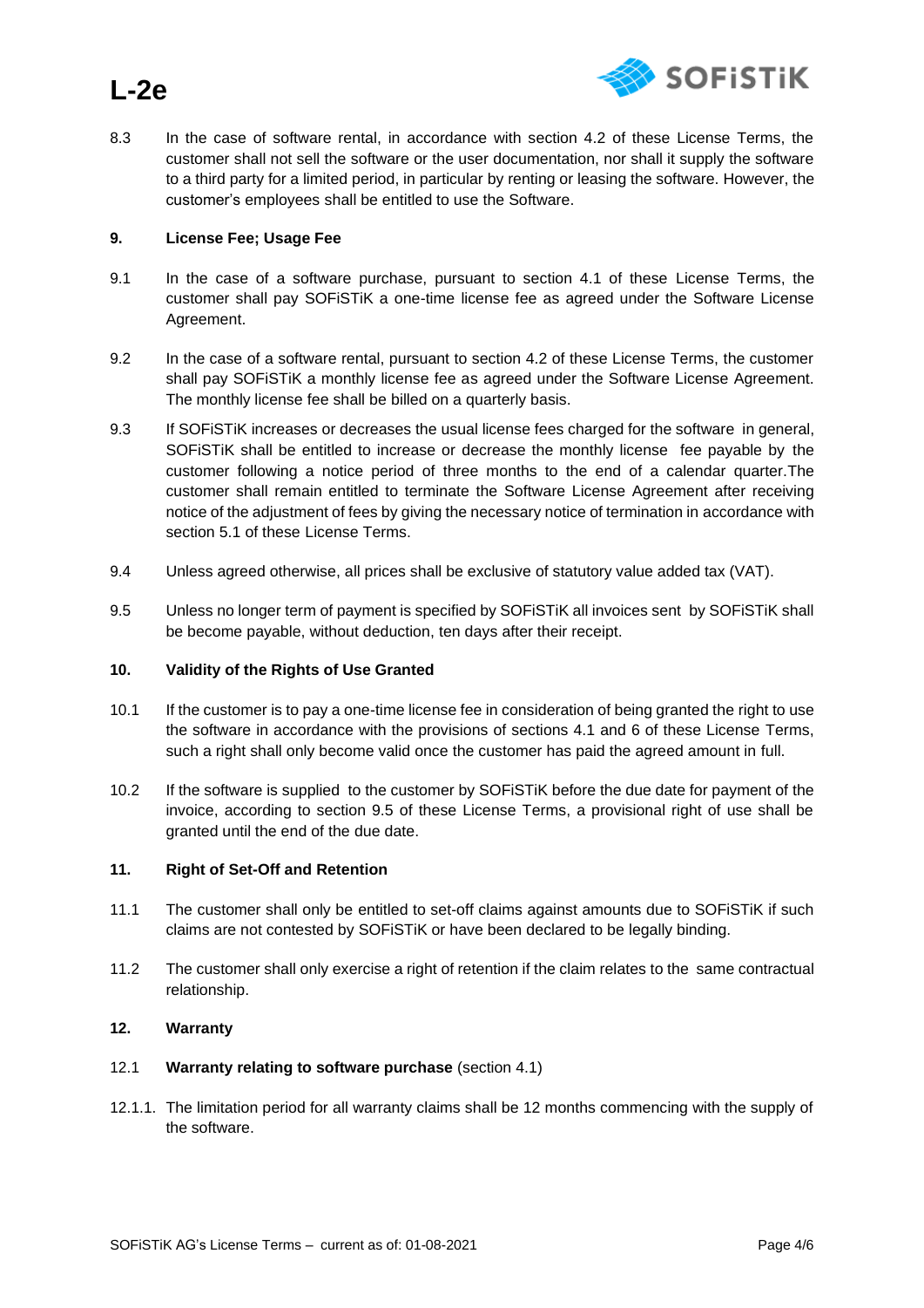8.3 In the case of software rental, in accordance with section 4.2 of these License Terms, the customer shall not sell the software or the user documentation, nor shall it supply the software to a third party for a limited period, in particular by renting or leasing the software. However, the customer's employees shall be entitled to use the Software.

## 9. License Fee; Usage Fee

9.1 In the case of a software purchase, pursuant to section 4.1 of these License Terms, the customer shall pay SOFiSTiK a one-time license fee as agreed under the Software License Agreement.

9.2 In the case of a software rental, pursuant to section 4.2 of these License Terms, the customer shall pay SOFiSTiK a monthly license fee as agreed under the Software License Agreement. The monthly license fee shall be billed on a quarterly basis.

9.3 If SOFiSTiK increases or decreases the usual license fees charged for the software in general, SOFiSTiK shall be entitled to increase or decrease the monthly license fee payable by the customer following a notice period of three months to the end of a calendar quarter.The customer shall remain entitled to terminate the Software License Agreement after receiving notice of the adjustment of fees by giving the necessary notice of termination in accordance with section 5.1 of these License Terms.

9.4 Unless agreed otherwise, all prices shall be exclusive of statutory value added tax (VAT).

9.5 Unless no longer term of payment is specified by SOFiSTiK all invoices sent by SOFiSTiK shall be become payable, without deduction, ten days after their receipt.

## 10. Validity of the Rights of Use Granted

10.1 If the customer is to pay a one-time license fee in consideration of being granted the right to use the software in accordance with the provisions of sections 4.1 and 6 of these License Terms, such a right shall only become valid once the customer has paid the agreed amount in full.

10.2 If the software is supplied to the customer by SOFiSTiK before the due date for payment of the invoice, according to section 9.5 of these License Terms, a provisional right of use shall be granted until the end of the due date.

## 11. Right of Set-Off and Retention

11.1 The customer shall only be entitled to set-off claims against amounts due to SOFiSTiK if such claims are not contested by SOFiSTiK or have been declared to be legally binding.

11.2 The customer shall only exercise a right of retention if the claim relates to the same contractual relationship.

## 12. Warranty

12.1 **Warranty relating to software purchase** (section 4.1)

12.1.1. The limitation period for all warranty claims shall be 12 months commencing with the supply of the software.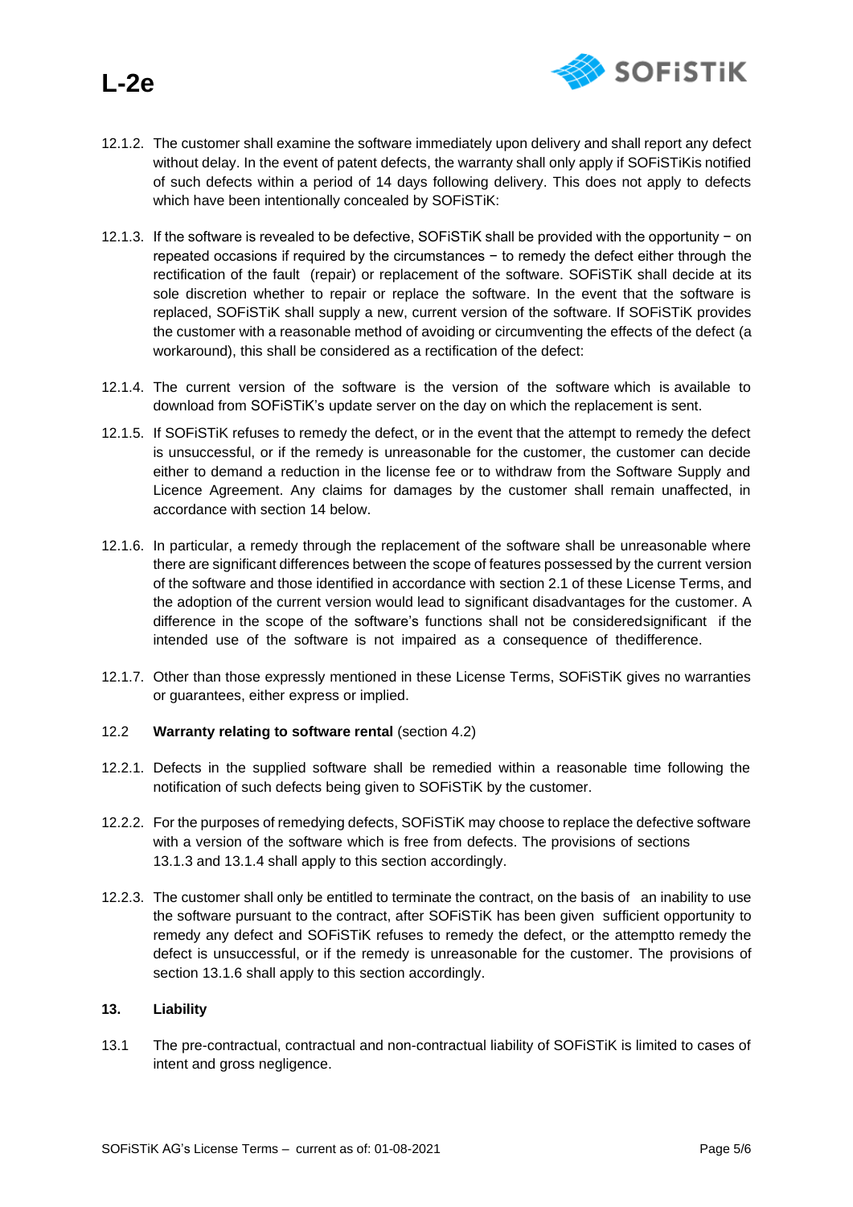12.1.2. The customer shall examine the software immediately upon delivery and shall report any defect without delay. In the event of patent defects, the warranty shall only apply if SOFiSTiKis notified of such defects within a period of 14 days following delivery. This does not apply to defects which have been intentionally concealed by SOFiSTiK:

12.1.3. If the software is revealed to be defective, SOFiSTiK shall be provided with the opportunity − on repeated occasions if required by the circumstances − to remedy the defect either through the rectification of the fault (repair) or replacement of the software. SOFiSTiK shall decide at its sole discretion whether to repair or replace the software. In the event that the software is replaced, SOFiSTiK shall supply a new, current version of the software. If SOFiSTiK provides the customer with a reasonable method of avoiding or circumventing the effects of the defect (a workaround), this shall be considered as a rectification of the defect:

12.1.4. The current version of the software is the version of the software which is available to download from SOFiSTiK's update server on the day on which the replacement is sent.

12.1.5. If SOFiSTiK refuses to remedy the defect, or in the event that the attempt to remedy the defect is unsuccessful, or if the remedy is unreasonable for the customer, the customer can decide either to demand a reduction in the license fee or to withdraw from the Software Supply and Licence Agreement. Any claims for damages by the customer shall remain unaffected, in accordance with section 14 below.

12.1.6. In particular, a remedy through the replacement of the software shall be unreasonable where there are significant differences between the scope of features possessed by the current version of the software and those identified in accordance with section 2.1 of these License Terms, and the adoption of the current version would lead to significant disadvantages for the customer. A difference in the scope of the software's functions shall not be consideredsignificant if the intended use of the software is not impaired as a consequence of thedifference.

12.1.7. Other than those expressly mentioned in these License Terms, SOFiSTiK gives no warranties or guarantees, either express or implied.

12.2 **Warranty relating to software rental** (section 4.2)

12.2.1. Defects in the supplied software shall be remedied within a reasonable time following the notification of such defects being given to SOFiSTiK by the customer.

12.2.2. For the purposes of remedying defects, SOFiSTiK may choose to replace the defective software with a version of the software which is free from defects. The provisions of sections 13.1.3 and 13.1.4 shall apply to this section accordingly.

12.2.3. The customer shall only be entitled to terminate the contract, on the basis of an inability to use the software pursuant to the contract, after SOFiSTiK has been given sufficient opportunity to remedy any defect and SOFiSTiK refuses to remedy the defect, or the attemptto remedy the defect is unsuccessful, or if the remedy is unreasonable for the customer. The provisions of section 13.1.6 shall apply to this section accordingly.

## 13. Liability

13.1 The pre-contractual, contractual and non-contractual liability of SOFiSTiK is limited to cases of intent and gross negligence.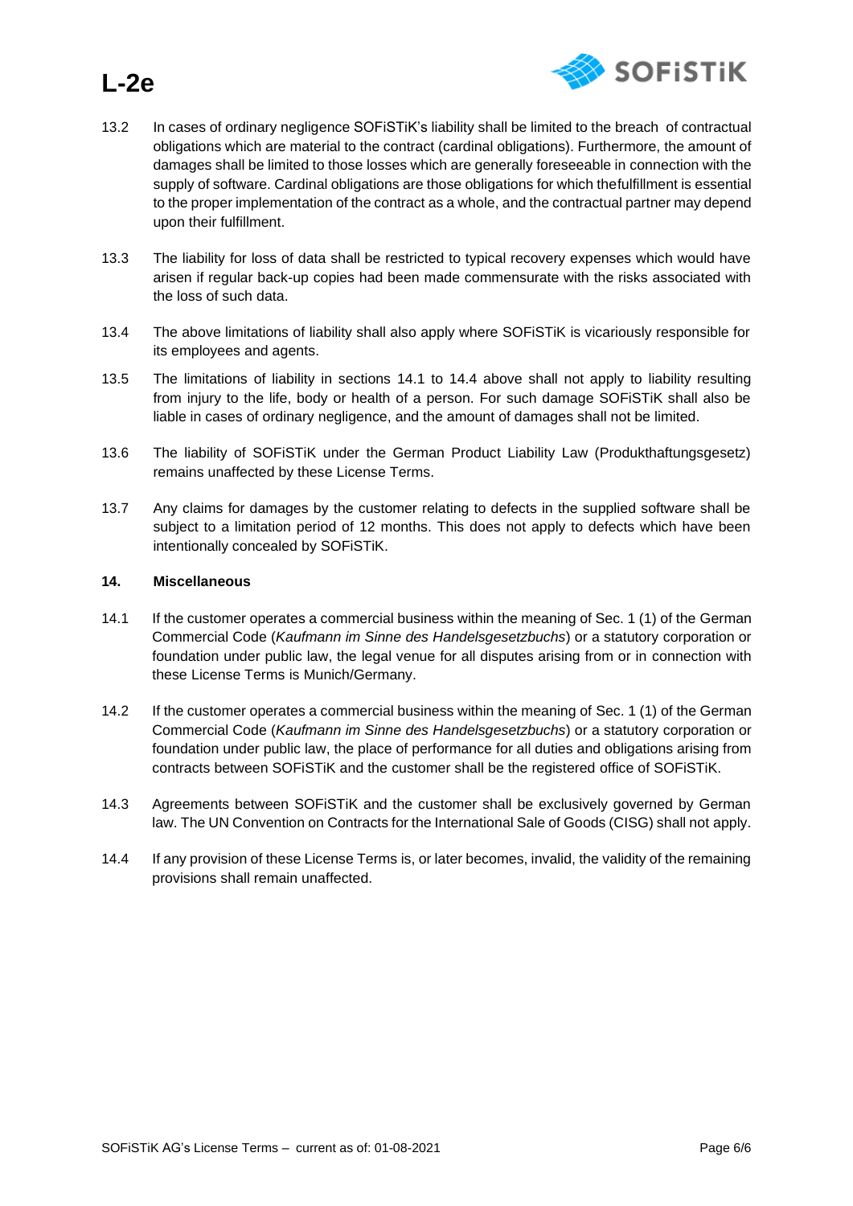13.2 In cases of ordinary negligence SOFiSTiK's liability shall be limited to the breach of contractual obligations which are material to the contract (cardinal obligations). Furthermore, the amount of damages shall be limited to those losses which are generally foreseeable in connection with the supply of software. Cardinal obligations are those obligations for which thefulfillment is essential to the proper implementation of the contract as a whole, and the contractual partner may depend upon their fulfillment.

13.3 The liability for loss of data shall be restricted to typical recovery expenses which would have arisen if regular back-up copies had been made commensurate with the risks associated with the loss of such data.

13.4 The above limitations of liability shall also apply where SOFiSTiK is vicariously responsible for its employees and agents.

13.5 The limitations of liability in sections 14.1 to 14.4 above shall not apply to liability resulting from injury to the life, body or health of a person. For such damage SOFiSTiK shall also be liable in cases of ordinary negligence, and the amount of damages shall not be limited.

13.6 The liability of SOFiSTiK under the German Product Liability Law (Produkthaftungsgesetz) remains unaffected by these License Terms.

13.7 Any claims for damages by the customer relating to defects in the supplied software shall be subject to a limitation period of 12 months. This does not apply to defects which have been intentionally concealed by SOFiSTiK.

### 14. Miscellaneous

14.1 If the customer operates a commercial business within the meaning of Sec. 1 (1) of the German Commercial Code (*Kaufmann im Sinne des Handelsgesetzbuchs*) or a statutory corporation or foundation under public law, the legal venue for all disputes arising from or in connection with these License Terms is Munich/Germany.

14.2 If the customer operates a commercial business within the meaning of Sec. 1 (1) of the German Commercial Code (*Kaufmann im Sinne des Handelsgesetzbuchs*) or a statutory corporation or foundation under public law, the place of performance for all duties and obligations arising from contracts between SOFiSTiK and the customer shall be the registered office of SOFiSTiK.

14.3 Agreements between SOFiSTiK and the customer shall be exclusively governed by German law. The UN Convention on Contracts for the International Sale of Goods (CISG) shall not apply.

14.4 If any provision of these License Terms is, or later becomes, invalid, the validity of the remaining provisions shall remain unaffected.